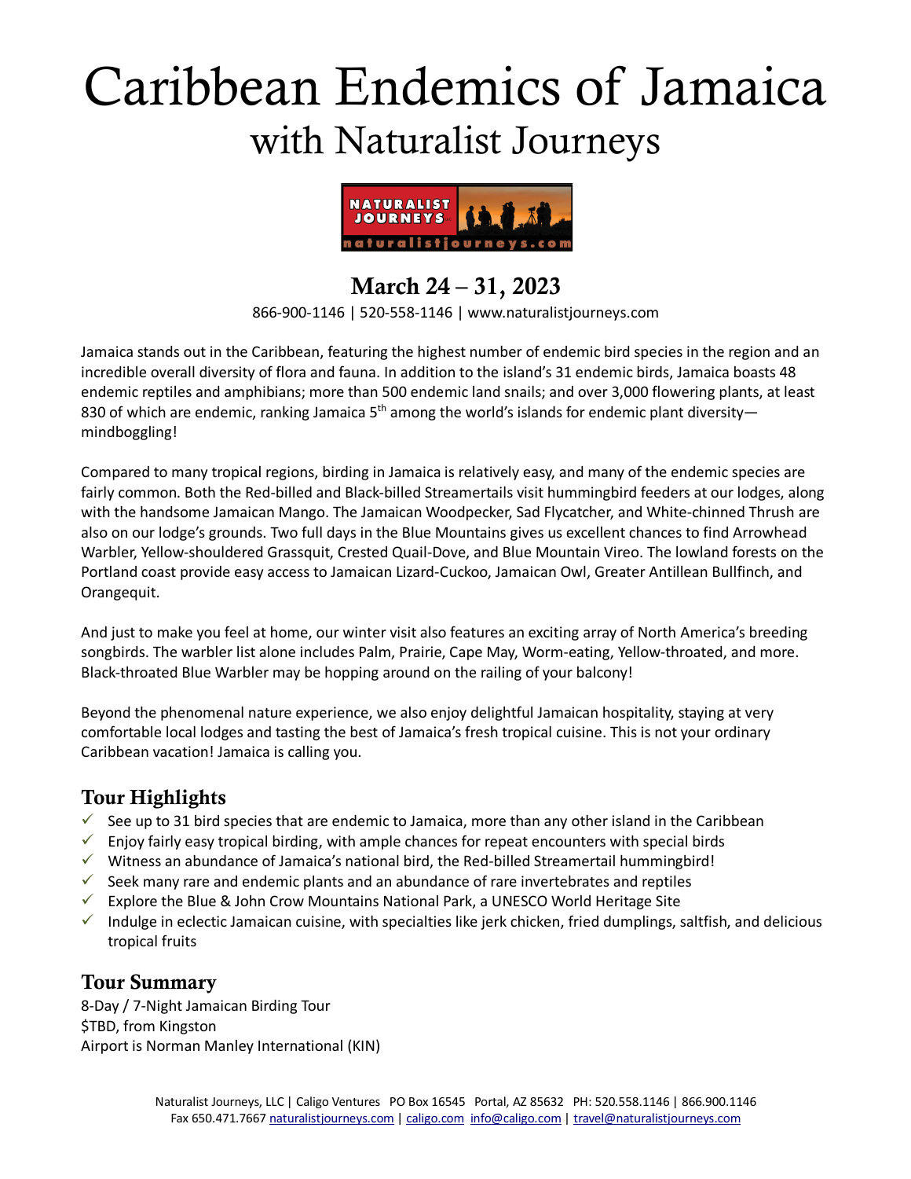# Caribbean Endemics of Jamaica

## with Naturalist Journeys

### March 24 – 31, 2023

866-900-1146 | 520-558-1146 | www.naturalistjourneys.com

Jamaica stands out in the Caribbean, featuring the highest number of endemic bird species in the region and an incredible overall diversity of flora and fauna. In addition to the island's 31 endemic birds, Jamaica boasts 48 endemic reptiles and amphibians; more than 500 endemic land snails; and over 3,000 flowering plants, at least 830 of which are endemic, ranking Jamaica 5th among the world's islands for endemic plant diversity—mindboggling!

Compared to many tropical regions, birding in Jamaica is relatively easy, and many of the endemic species are fairly common. Both the Red-billed and Black-billed Streamertails visit hummingbird feeders at our lodges, along with the handsome Jamaican Mango. The Jamaican Woodpecker, Sad Flycatcher, and White-chinned Thrush are also on our lodge's grounds. Two full days in the Blue Mountains gives us excellent chances to find Arrowhead Warbler, Yellow-shouldered Grassquit, Crested Quail-Dove, and Blue Mountain Vireo. The lowland forests on the Portland coast provide easy access to Jamaican Lizard-Cuckoo, Jamaican Owl, Greater Antillean Bullfinch, and Orangequit.

And just to make you feel at home, our winter visit also features an exciting array of North America's breeding songbirds. The warbler list alone includes Palm, Prairie, Cape May, Worm-eating, Yellow-throated, and more. Black-throated Blue Warbler may be hopping around on the railing of your balcony!

Beyond the phenomenal nature experience, we also enjoy delightful Jamaican hospitality, staying at very comfortable local lodges and tasting the best of Jamaica's fresh tropical cuisine. This is not your ordinary Caribbean vacation! Jamaica is calling you.

## Tour Highlights

- ✓ See up to 31 bird species that are endemic to Jamaica, more than any other island in the Caribbean
- ✓ Enjoy fairly easy tropical birding, with ample chances for repeat encounters with special birds
- ✓ Witness an abundance of Jamaica's national bird, the Red-billed Streamertail hummingbird!
- ✓ Seek many rare and endemic plants and an abundance of rare invertebrates and reptiles
- ✓ Explore the Blue & John Crow Mountains National Park, a UNESCO World Heritage Site
- ✓ Indulge in eclectic Jamaican cuisine, with specialties like jerk chicken, fried dumplings, saltfish, and delicious tropical fruits

## Tour Summary

8-Day / 7-Night Jamaican Birding Tour
$TBD, from Kingston
Airport is Norman Manley International (KIN)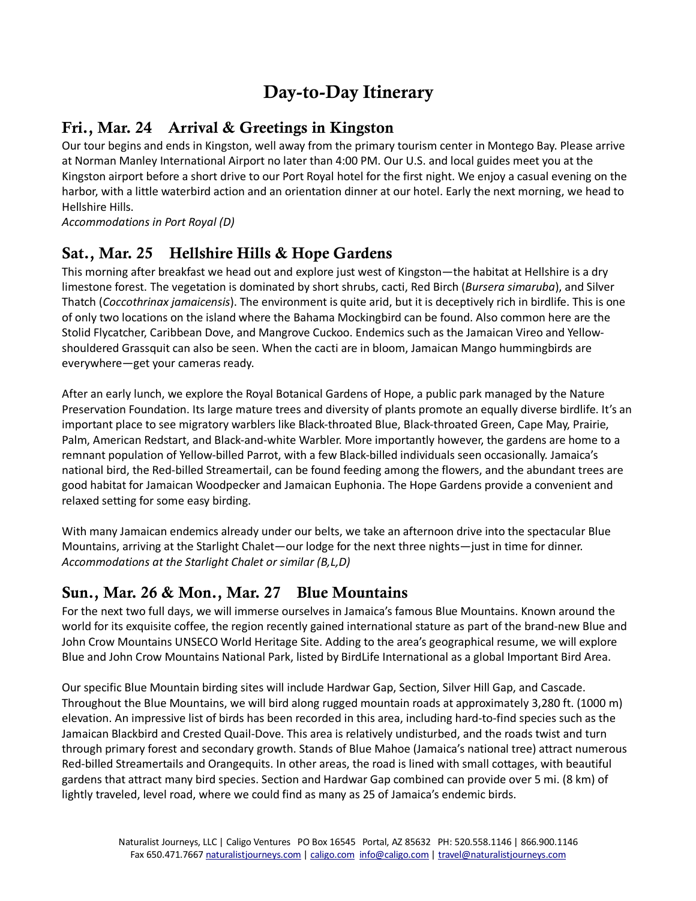# Day-to-Day Itinerary

## Fri., Mar. 24 Arrival & Greetings in Kingston

Our tour begins and ends in Kingston, well away from the primary tourism center in Montego Bay. Please arrive at Norman Manley International Airport no later than 4:00 PM. Our U.S. and local guides meet you at the Kingston airport before a short drive to our Port Royal hotel for the first night. We enjoy a casual evening on the harbor, with a little waterbird action and an orientation dinner at our hotel. Early the next morning, we head to Hellshire Hills.

*Accommodations in Port Royal (D)*

## Sat., Mar. 25 Hellshire Hills & Hope Gardens

This morning after breakfast we head out and explore just west of Kingston—the habitat at Hellshire is a dry limestone forest. The vegetation is dominated by short shrubs, cacti, Red Birch (*Bursera simaruba*), and Silver Thatch (*Coccothrinax jamaicensis*). The environment is quite arid, but it is deceptively rich in birdlife. This is one of only two locations on the island where the Bahama Mockingbird can be found. Also common here are the Stolid Flycatcher, Caribbean Dove, and Mangrove Cuckoo. Endemics such as the Jamaican Vireo and Yellow-shouldered Grassquit can also be seen. When the cacti are in bloom, Jamaican Mango hummingbirds are everywhere—get your cameras ready.

After an early lunch, we explore the Royal Botanical Gardens of Hope, a public park managed by the Nature Preservation Foundation. Its large mature trees and diversity of plants promote an equally diverse birdlife. It's an important place to see migratory warblers like Black-throated Blue, Black-throated Green, Cape May, Prairie, Palm, American Redstart, and Black-and-white Warbler. More importantly however, the gardens are home to a remnant population of Yellow-billed Parrot, with a few Black-billed individuals seen occasionally. Jamaica's national bird, the Red-billed Streamertail, can be found feeding among the flowers, and the abundant trees are good habitat for Jamaican Woodpecker and Jamaican Euphonia. The Hope Gardens provide a convenient and relaxed setting for some easy birding.

With many Jamaican endemics already under our belts, we take an afternoon drive into the spectacular Blue Mountains, arriving at the Starlight Chalet—our lodge for the next three nights—just in time for dinner.

*Accommodations at the Starlight Chalet or similar (B,L,D)*

## Sun., Mar. 26 & Mon., Mar. 27 Blue Mountains

For the next two full days, we will immerse ourselves in Jamaica's famous Blue Mountains. Known around the world for its exquisite coffee, the region recently gained international stature as part of the brand-new Blue and John Crow Mountains UNSECO World Heritage Site. Adding to the area's geographical resume, we will explore Blue and John Crow Mountains National Park, listed by BirdLife International as a global Important Bird Area.

Our specific Blue Mountain birding sites will include Hardwar Gap, Section, Silver Hill Gap, and Cascade. Throughout the Blue Mountains, we will bird along rugged mountain roads at approximately 3,280 ft. (1000 m) elevation. An impressive list of birds has been recorded in this area, including hard-to-find species such as the Jamaican Blackbird and Crested Quail-Dove. This area is relatively undisturbed, and the roads twist and turn through primary forest and secondary growth. Stands of Blue Mahoe (Jamaica's national tree) attract numerous Red-billed Streamertails and Orangequits. In other areas, the road is lined with small cottages, with beautiful gardens that attract many bird species. Section and Hardwar Gap combined can provide over 5 mi. (8 km) of lightly traveled, level road, where we could find as many as 25 of Jamaica's endemic birds.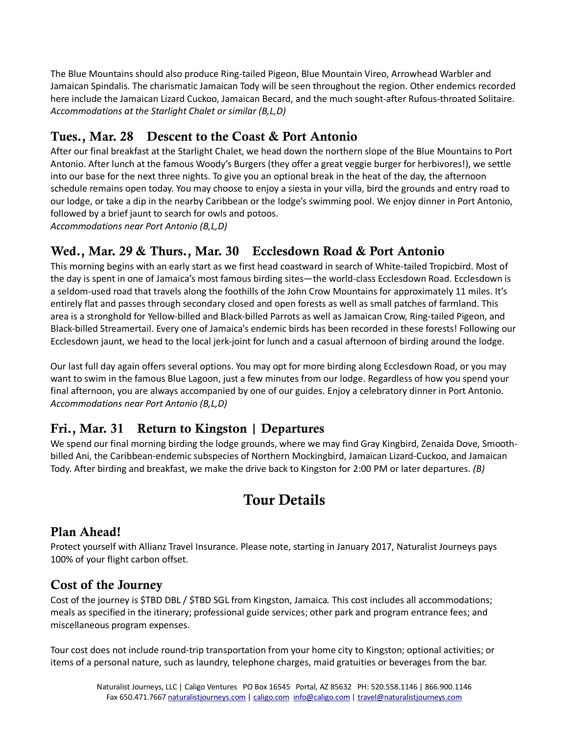The Blue Mountains should also produce Ring-tailed Pigeon, Blue Mountain Vireo, Arrowhead Warbler and Jamaican Spindalis. The charismatic Jamaican Tody will be seen throughout the region. Other endemics recorded here include the Jamaican Lizard Cuckoo, Jamaican Becard, and the much sought-after Rufous-throated Solitaire.
*Accommodations at the Starlight Chalet or similar (B,L,D)*

## Tues., Mar. 28 Descent to the Coast & Port Antonio

After our final breakfast at the Starlight Chalet, we head down the northern slope of the Blue Mountains to Port Antonio. After lunch at the famous Woody's Burgers (they offer a great veggie burger for herbivores!), we settle into our base for the next three nights. To give you an optional break in the heat of the day, the afternoon schedule remains open today. You may choose to enjoy a siesta in your villa, bird the grounds and entry road to our lodge, or take a dip in the nearby Caribbean or the lodge's swimming pool. We enjoy dinner in Port Antonio, followed by a brief jaunt to search for owls and potoos.
*Accommodations near Port Antonio (B,L,D)*

## Wed., Mar. 29 & Thurs., Mar. 30 Ecclesdown Road & Port Antonio

This morning begins with an early start as we first head coastward in search of White-tailed Tropicbird. Most of the day is spent in one of Jamaica's most famous birding sites—the world-class Ecclesdown Road. Ecclesdown is a seldom-used road that travels along the foothills of the John Crow Mountains for approximately 11 miles. It's entirely flat and passes through secondary closed and open forests as well as small patches of farmland. This area is a stronghold for Yellow-billed and Black-billed Parrots as well as Jamaican Crow, Ring-tailed Pigeon, and Black-billed Streamertail. Every one of Jamaica's endemic birds has been recorded in these forests! Following our Ecclesdown jaunt, we head to the local jerk-joint for lunch and a casual afternoon of birding around the lodge.

Our last full day again offers several options. You may opt for more birding along Ecclesdown Road, or you may want to swim in the famous Blue Lagoon, just a few minutes from our lodge. Regardless of how you spend your final afternoon, you are always accompanied by one of our guides. Enjoy a celebratory dinner in Port Antonio.
*Accommodations near Port Antonio (B,L,D)*

## Fri., Mar. 31 Return to Kingston | Departures

We spend our final morning birding the lodge grounds, where we may find Gray Kingbird, Zenaida Dove, Smooth-billed Ani, the Caribbean-endemic subspecies of Northern Mockingbird, Jamaican Lizard-Cuckoo, and Jamaican Tody. After birding and breakfast, we make the drive back to Kingston for 2:00 PM or later departures. *(B)*

# Tour Details

## Plan Ahead!

Protect yourself with Allianz Travel Insurance. Please note, starting in January 2017, Naturalist Journeys pays 100% of your flight carbon offset.

## Cost of the Journey

Cost of the journey is $TBD DBL / $TBD SGL from Kingston, Jamaica. This cost includes all accommodations; meals as specified in the itinerary; professional guide services; other park and program entrance fees; and miscellaneous program expenses.

Tour cost does not include round-trip transportation from your home city to Kingston; optional activities; or items of a personal nature, such as laundry, telephone charges, maid gratuities or beverages from the bar.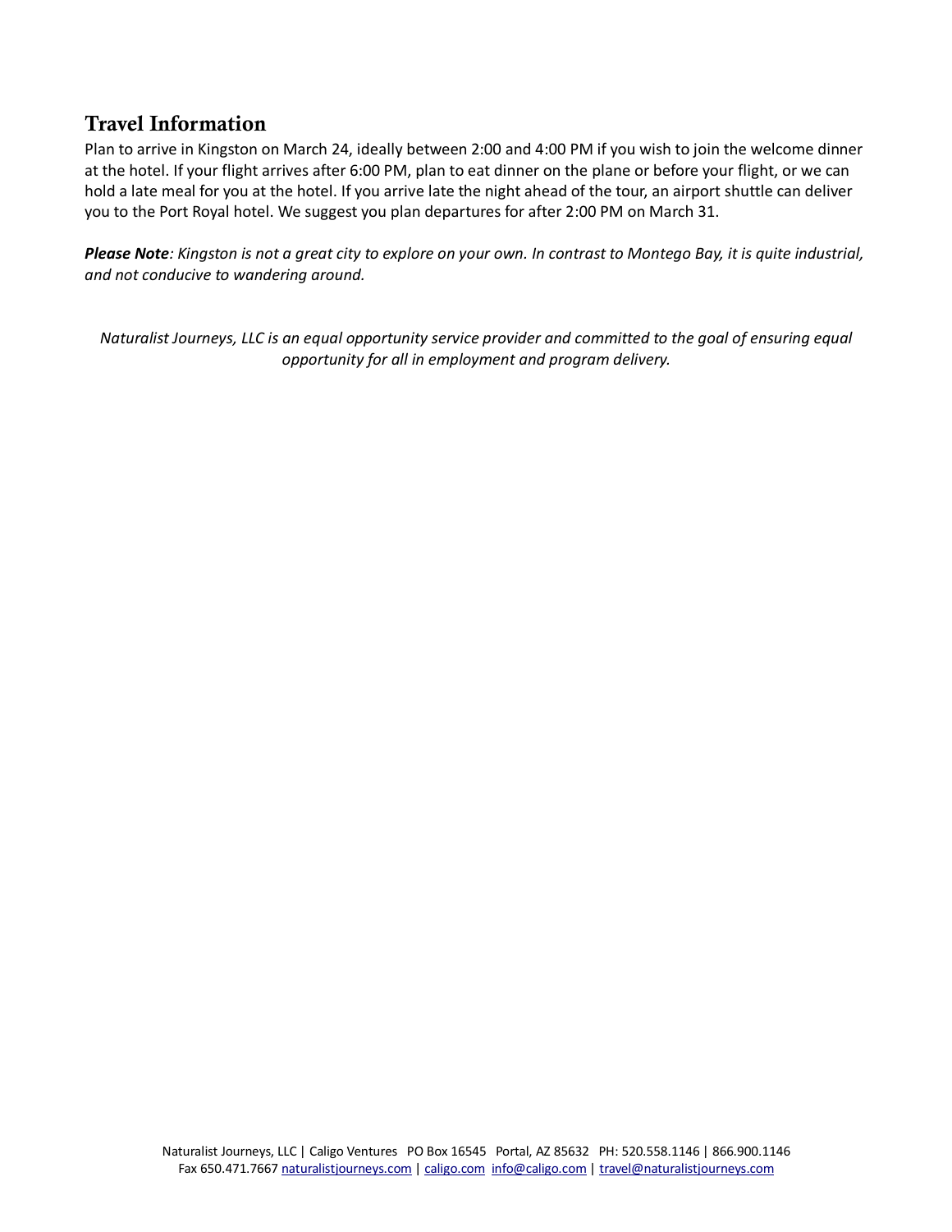## Travel Information

Plan to arrive in Kingston on March 24, ideally between 2:00 and 4:00 PM if you wish to join the welcome dinner at the hotel. If your flight arrives after 6:00 PM, plan to eat dinner on the plane or before your flight, or we can hold a late meal for you at the hotel. If you arrive late the night ahead of the tour, an airport shuttle can deliver you to the Port Royal hotel. We suggest you plan departures for after 2:00 PM on March 31.

***Please Note****: Kingston is not a great city to explore on your own. In contrast to Montego Bay, it is quite industrial, and not conducive to wandering around.*

*Naturalist Journeys, LLC is an equal opportunity service provider and committed to the goal of ensuring equal opportunity for all in employment and program delivery.*

Naturalist Journeys, LLC | Caligo Ventures PO Box 16545 Portal, AZ 85632 PH: 520.558.1146 | 866.900.1146
Fax 650.471.7667 naturalistjourneys.com | caligo.com info@caligo.com | travel@naturalistjourneys.com